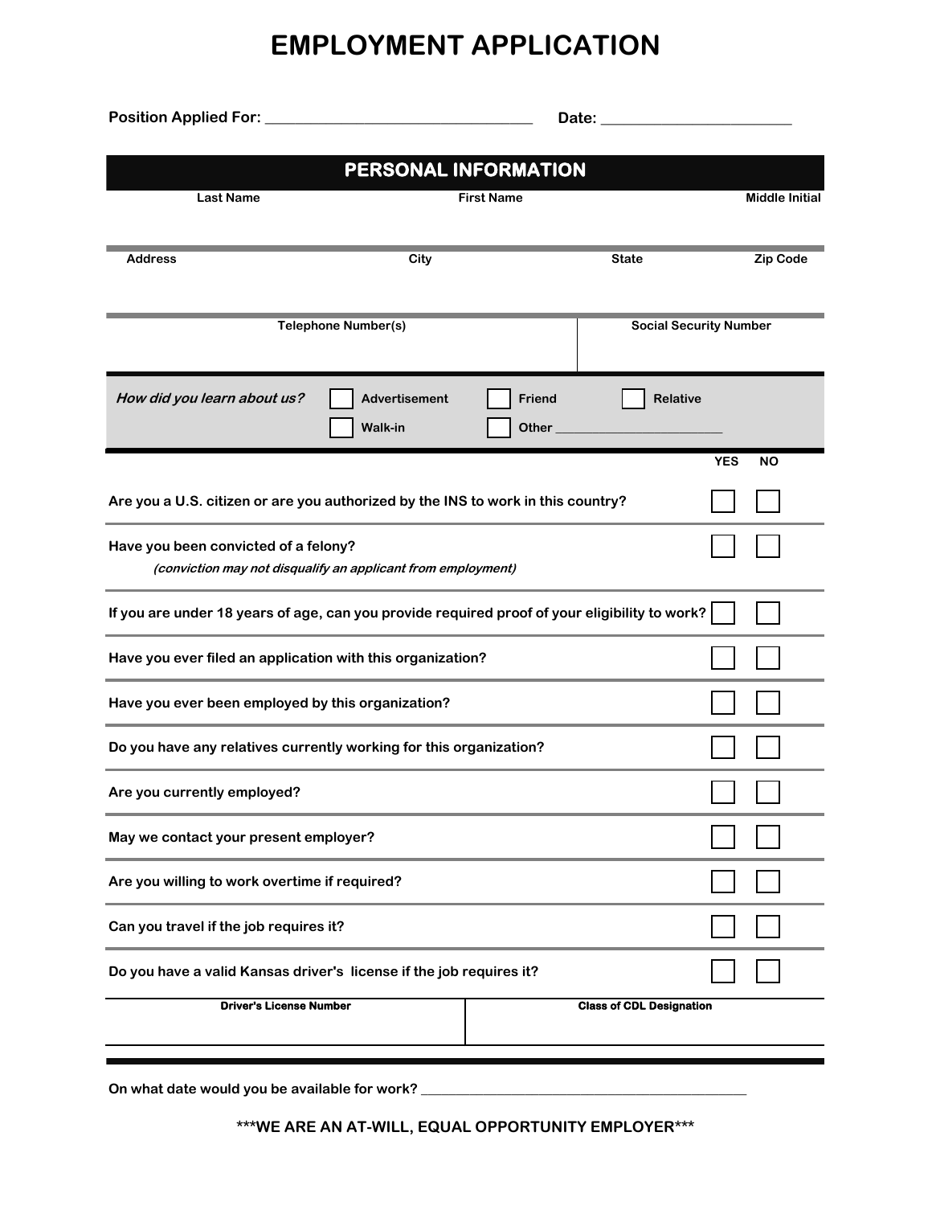# EMPLOYMENT APPLICATION

**Position Applied For:** ______________________________ **Date:** ______________________

## PERSONAL INFORMATION

| Last Name | First Name | Middle Initial |
|---|---|---|
| | | |

| Address | City | State | Zip Code |
|---|---|---|---|
| | | | |

| Telephone Number(s) | Social Security Number |
|---|---|
| | |

***How did you learn about us?*** ☐ Advertisement ☐ Friend ☐ Relative ☐ Walk-in ☐ Other ______________________

| | YES | NO |
|---|---|---|
| Are you a U.S. citizen or are you authorized by the INS to work in this country? | ☐ | ☐ |
| Have you been convicted of a felony? *(conviction may not disqualify an applicant from employment)* | ☐ | ☐ |
| If you are under 18 years of age, can you provide required proof of your eligibility to work? | ☐ | ☐ |
| Have you ever filed an application with this organization? | ☐ | ☐ |
| Have you ever been employed by this organization? | ☐ | ☐ |
| Do you have any relatives currently working for this organization? | ☐ | ☐ |
| Are you currently employed? | ☐ | ☐ |
| May we contact your present employer? | ☐ | ☐ |
| Are you willing to work overtime if required? | ☐ | ☐ |
| Can you travel if the job requires it? | ☐ | ☐ |
| Do you have a valid Kansas driver's license if the job requires it? | ☐ | ☐ |

| Driver's License Number | Class of CDL Designation |
|---|---|
| | |

**On what date would you be available for work?** ________________________________________

**\*\*\*WE ARE AN AT-WILL, EQUAL OPPORTUNITY EMPLOYER\*\*\***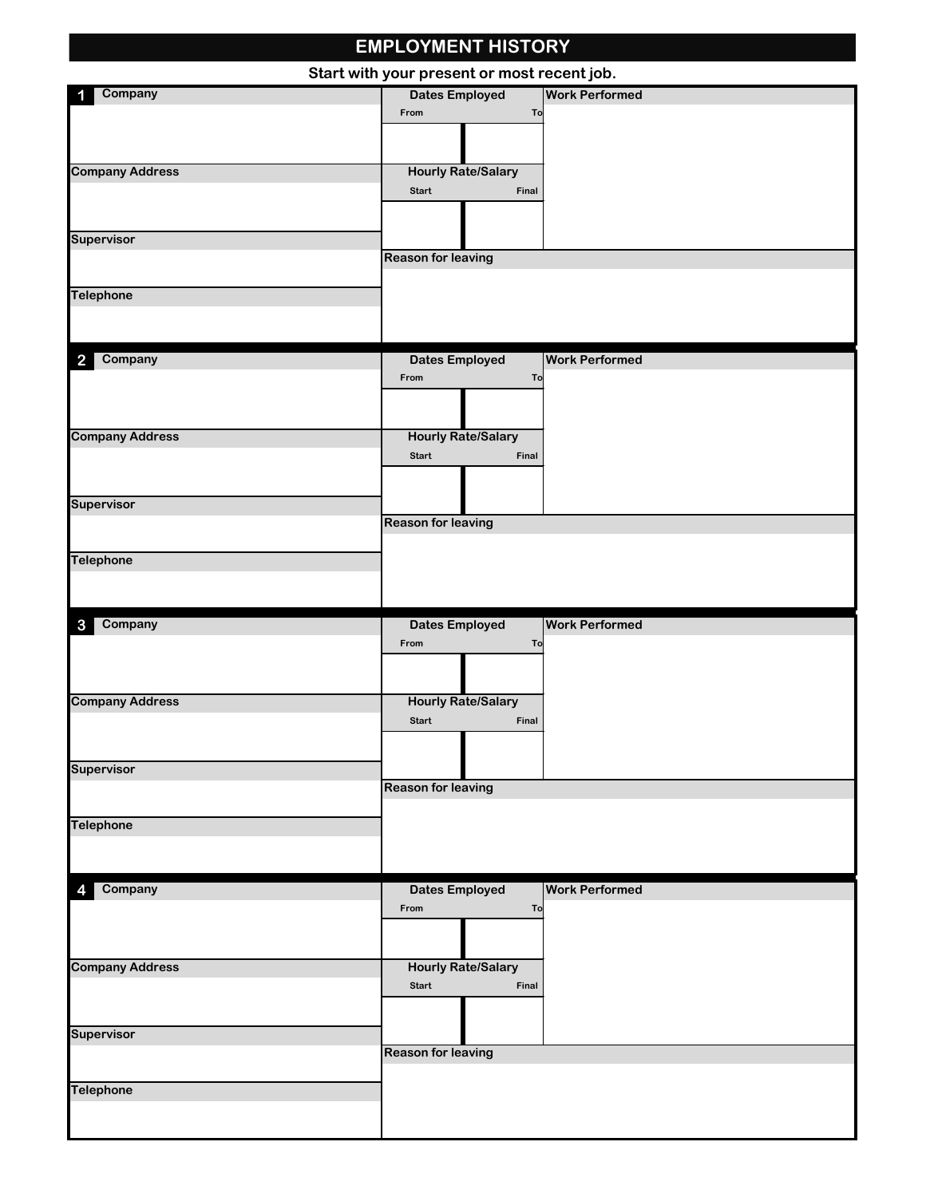# EMPLOYMENT HISTORY

**Start with your present or most recent job.**

**1**

| Company | Dates Employed | | Work Performed |
|---|---|---|---|
| | From | To | |
| | | | |
| Company Address | Hourly Rate/Salary | | |
| | Start | Final | |
| | | | |
| Supervisor | Reason for leaving | | |
| | | | |
| Telephone | | | |
| | | | |

**2**

| Company | Dates Employed | | Work Performed |
|---|---|---|---|
| | From | To | |
| | | | |
| Company Address | Hourly Rate/Salary | | |
| | Start | Final | |
| | | | |
| Supervisor | Reason for leaving | | |
| | | | |
| Telephone | | | |
| | | | |

**3**

| Company | Dates Employed | | Work Performed |
|---|---|---|---|
| | From | To | |
| | | | |
| Company Address | Hourly Rate/Salary | | |
| | Start | Final | |
| | | | |
| Supervisor | Reason for leaving | | |
| | | | |
| Telephone | | | |
| | | | |

**4**

| Company | Dates Employed | | Work Performed |
|---|---|---|---|
| | From | To | |
| | | | |
| Company Address | Hourly Rate/Salary | | |
| | Start | Final | |
| | | | |
| Supervisor | Reason for leaving | | |
| | | | |
| Telephone | | | |
| | | | |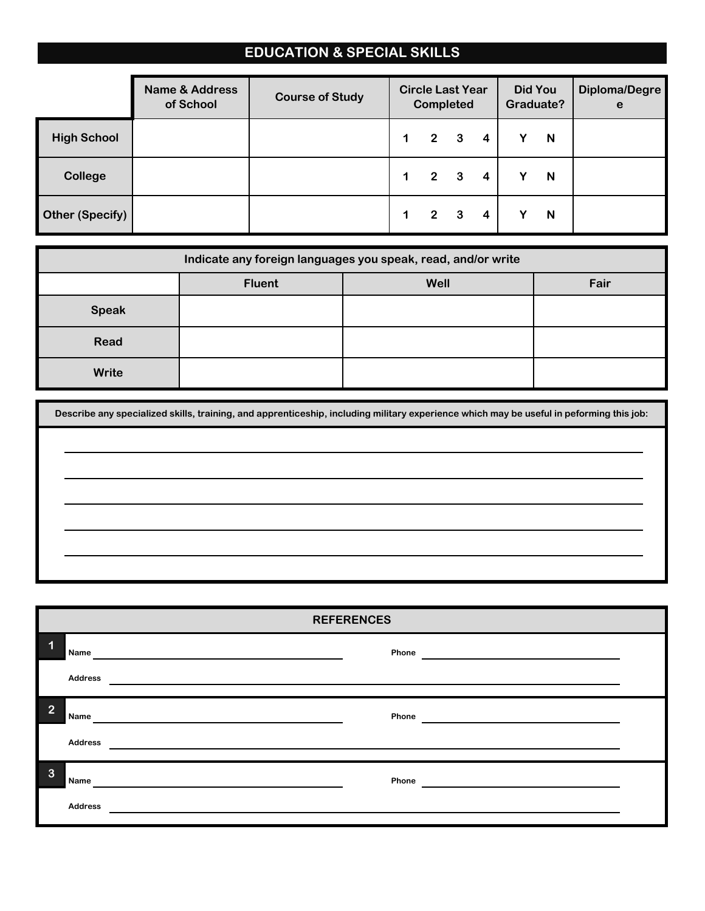## EDUCATION & SPECIAL SKILLS

| | Name & Address of School | Course of Study | Circle Last Year Completed | Did You Graduate? | Diploma/Degree |
|---|---|---|---|---|---|
| **High School** | | | 1 2 3 4 | Y N | |
| **College** | | | 1 2 3 4 | Y N | |
| **Other (Specify)** | | | 1 2 3 4 | Y N | |

**Indicate any foreign languages you speak, read, and/or write**

| | Fluent | Well | Fair |
|---|---|---|---|
| **Speak** | | | |
| **Read** | | | |
| **Write** | | | |

**Describe any specialized skills, training, and apprenticeship, including military experience which may be useful in peforming this job:**

______________________________________________________________________

______________________________________________________________________

______________________________________________________________________

______________________________________________________________________

______________________________________________________________________

### REFERENCES

**1**
Name ______________________________ Phone ______________________________
Address ____________________________________________________________

**2**
Name ______________________________ Phone ______________________________
Address ____________________________________________________________

**3**
Name ______________________________ Phone ______________________________
Address ____________________________________________________________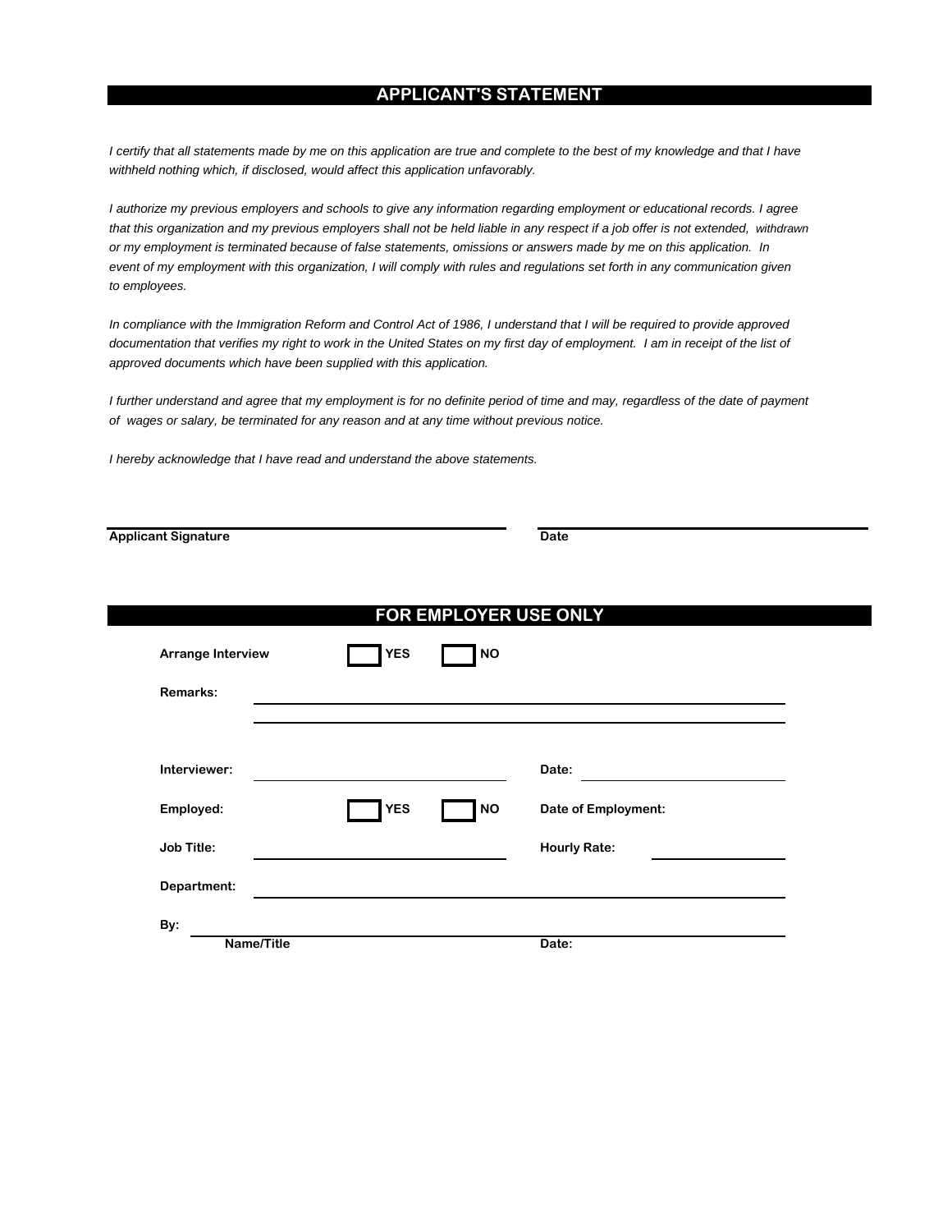## APPLICANT'S STATEMENT

*I certify that all statements made by me on this application are true and complete to the best of my knowledge and that I have withheld nothing which, if disclosed, would affect this application unfavorably.*

*I authorize my previous employers and schools to give any information regarding employment or educational records. I agree that this organization and my previous employers shall not be held liable in any respect if a job offer is not extended, withdrawn or my employment is terminated because of false statements, omissions or answers made by me on this application. In event of my employment with this organization, I will comply with rules and regulations set forth in any communication given to employees.*

*In compliance with the Immigration Reform and Control Act of 1986, I understand that I will be required to provide approved documentation that verifies my right to work in the United States on my first day of employment. I am in receipt of the list of approved documents which have been supplied with this application.*

*I further understand and agree that my employment is for no definite period of time and may, regardless of the date of payment of wages or salary, be terminated for any reason and at any time without previous notice.*

*I hereby acknowledge that I have read and understand the above statements.*

**Applicant Signature** ____________________ **Date** ____________________

## FOR EMPLOYER USE ONLY

**Arrange Interview** ☐ **YES** ☐ **NO**

**Remarks:** ____________________

____________________

**Interviewer:** ____________________ **Date:** ____________________

**Employed:** ☐ **YES** ☐ **NO** **Date of Employment:**

**Job Title:** ____________________ **Hourly Rate:** ____________________

**Department:** ____________________

**By:** ____________________

**Name/Title** **Date:**